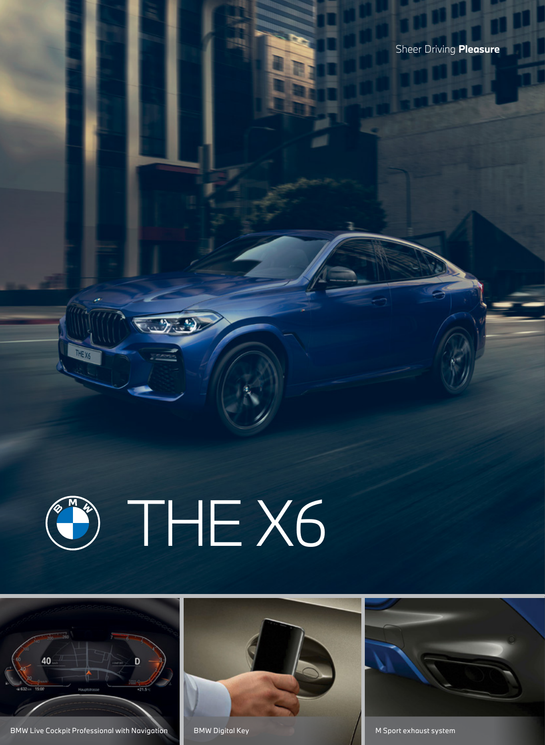Sheer Driving **Pleasure**

# THE X6

BMW Live Cockpit Professional with Navigation

BMW Digital Key

M Sport exhaust system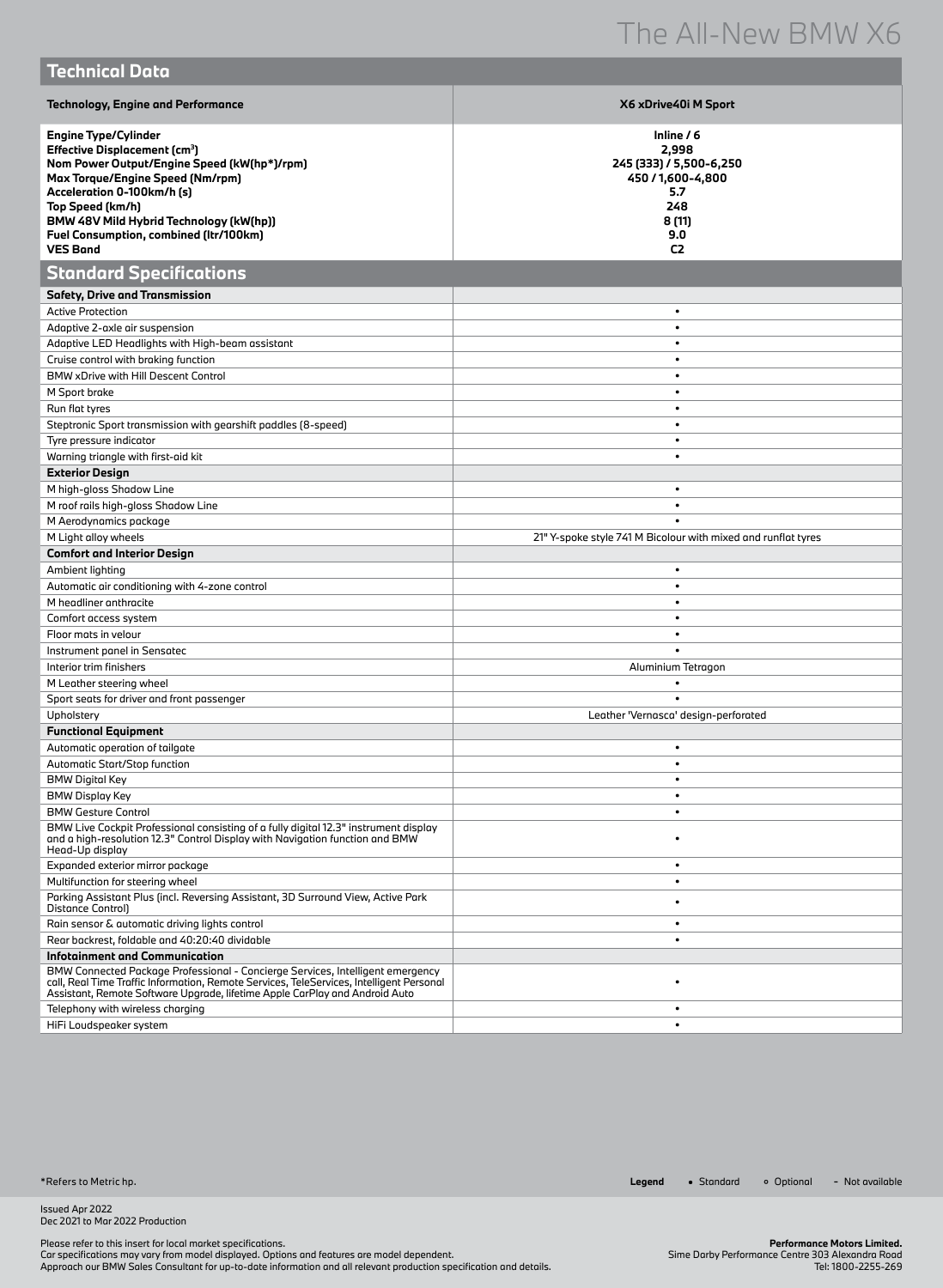# The All-New BMW X6

## Technical Data

| Technology, Engine and Performance | X6 xDrive40i M Sport |
|---|---|
| **Engine Type/Cylinder** | **Inline / 6** |
| **Effective Displacement (cm$^3$)** | **2,998** |
| **Nom Power Output/Engine Speed (kW(hp*)/rpm)** | **245 (333) / 5,500-6,250** |
| **Max Torque/Engine Speed (Nm/rpm)** | **450 / 1,600-4,800** |
| **Acceleration 0-100km/h (s)** | **5.7** |
| **Top Speed (km/h)** | **248** |
| **BMW 48V Mild Hybrid Technology (kW(hp))** | **8 (11)** |
| **Fuel Consumption, combined (ltr/100km)** | **9.0** |
| **VES Band** | **C2** |

## Standard Specifications

| | |
|---|---|
| **Safety, Drive and Transmission** | |
| Active Protection | • |
| Adaptive 2-axle air suspension | • |
| Adaptive LED Headlights with High-beam assistant | • |
| Cruise control with braking function | • |
| BMW xDrive with Hill Descent Control | • |
| M Sport brake | • |
| Run flat tyres | • |
| Steptronic Sport transmission with gearshift paddles (8-speed) | • |
| Tyre pressure indicator | • |
| Warning triangle with first-aid kit | • |
| **Exterior Design** | |
| M high-gloss Shadow Line | • |
| M roof rails high-gloss Shadow Line | • |
| M Aerodynamics package | • |
| M Light alloy wheels | 21" Y-spoke style 741 M Bicolour with mixed and runflat tyres |
| **Comfort and Interior Design** | |
| Ambient lighting | • |
| Automatic air conditioning with 4-zone control | • |
| M headliner anthracite | • |
| Comfort access system | • |
| Floor mats in velour | • |
| Instrument panel in Sensatec | • |
| Interior trim finishers | Aluminium Tetragon |
| M Leather steering wheel | • |
| Sport seats for driver and front passenger | • |
| Upholstery | Leather 'Vernasca' design-perforated |
| **Functional Equipment** | |
| Automatic operation of tailgate | • |
| Automatic Start/Stop function | • |
| BMW Digital Key | • |
| BMW Display Key | • |
| BMW Gesture Control | • |
| BMW Live Cockpit Professional consisting of a fully digital 12.3" instrument display and a high-resolution 12.3" Control Display with Navigation function and BMW Head-Up display | • |
| Expanded exterior mirror package | • |
| Multifunction for steering wheel | • |
| Parking Assistant Plus (incl. Reversing Assistant, 3D Surround View, Active Park Distance Control) | • |
| Rain sensor & automatic driving lights control | • |
| Rear backrest, foldable and 40:20:40 dividable | • |
| **Infotainment and Communication** | |
| BMW Connected Package Professional - Concierge Services, Intelligent emergency call, Real Time Traffic Information, Remote Services, TeleServices, Intelligent Personal Assistant, Remote Software Upgrade, lifetime Apple CarPlay and Android Auto | • |
| Telephony with wireless charging | • |
| HiFi Loudspeaker system | • |

*Refers to Metric hp.

**Legend** • Standard ∘ Optional – Not available

Issued Apr 2022
Dec 2021 to Mar 2022 Production

Please refer to this insert for local market specifications.
Car specifications may vary from model displayed. Options and features are model dependent.
Approach our BMW Sales Consultant for up-to-date information and all relevant production specification and details.

**Performance Motors Limited.**
Sime Darby Performance Centre 303 Alexandra Road
Tel: 1800-2255-269